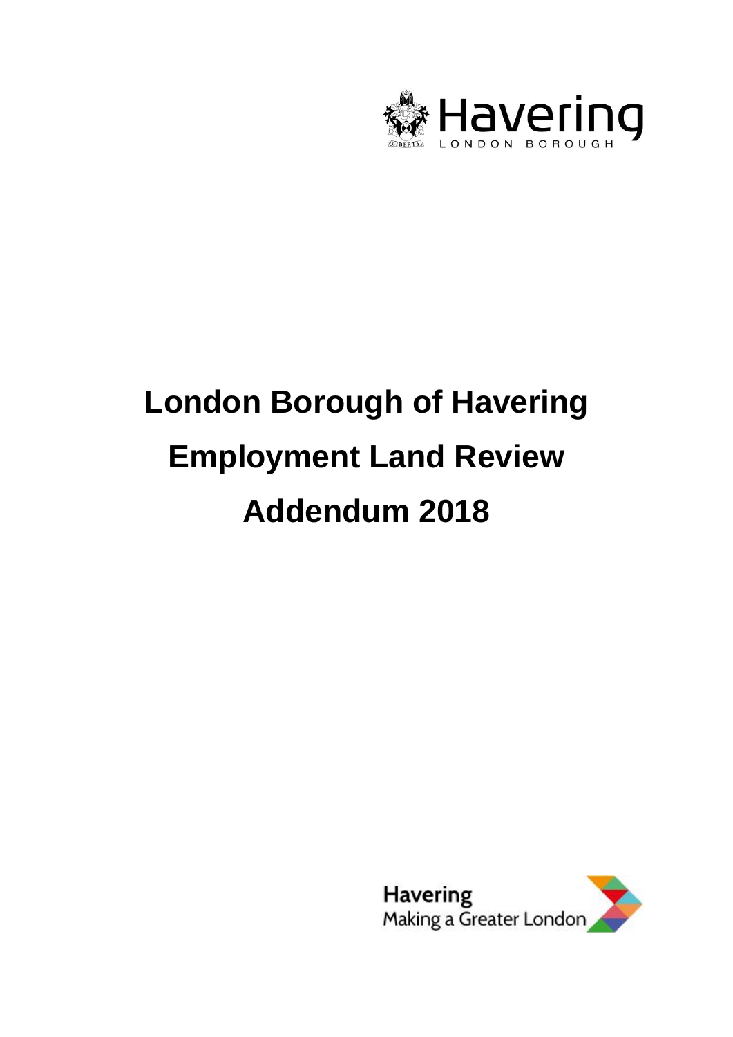Havering

LONDON BOROUGH

# London Borough of Havering Employment Land Review Addendum 2018

Havering

Making a Greater London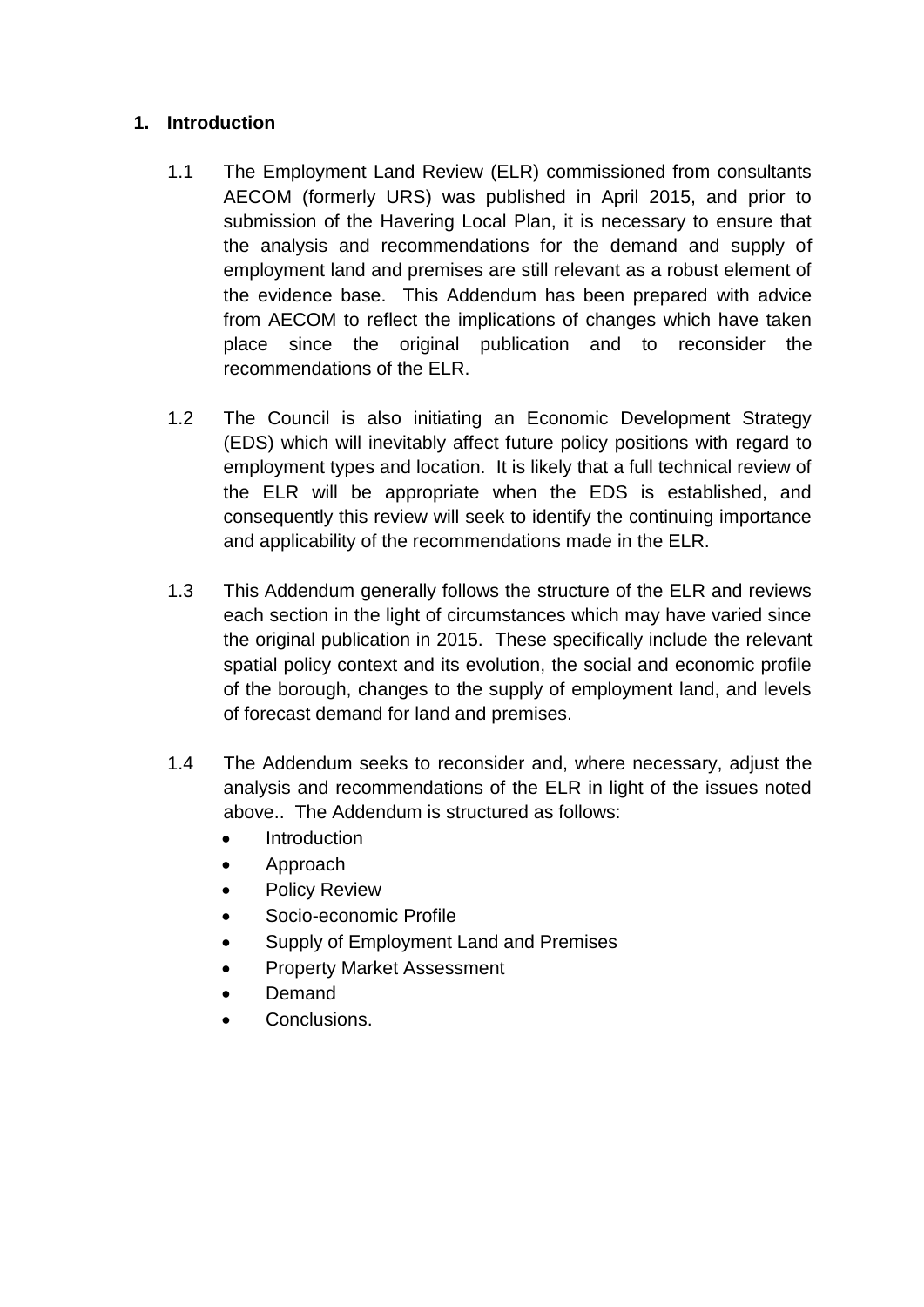## 1. Introduction

1.1 The Employment Land Review (ELR) commissioned from consultants AECOM (formerly URS) was published in April 2015, and prior to submission of the Havering Local Plan, it is necessary to ensure that the analysis and recommendations for the demand and supply of employment land and premises are still relevant as a robust element of the evidence base. This Addendum has been prepared with advice from AECOM to reflect the implications of changes which have taken place since the original publication and to reconsider the recommendations of the ELR.

1.2 The Council is also initiating an Economic Development Strategy (EDS) which will inevitably affect future policy positions with regard to employment types and location. It is likely that a full technical review of the ELR will be appropriate when the EDS is established, and consequently this review will seek to identify the continuing importance and applicability of the recommendations made in the ELR.

1.3 This Addendum generally follows the structure of the ELR and reviews each section in the light of circumstances which may have varied since the original publication in 2015. These specifically include the relevant spatial policy context and its evolution, the social and economic profile of the borough, changes to the supply of employment land, and levels of forecast demand for land and premises.

1.4 The Addendum seeks to reconsider and, where necessary, adjust the analysis and recommendations of the ELR in light of the issues noted above.. The Addendum is structured as follows:

- Introduction
- Approach
- Policy Review
- Socio-economic Profile
- Supply of Employment Land and Premises
- Property Market Assessment
- Demand
- Conclusions.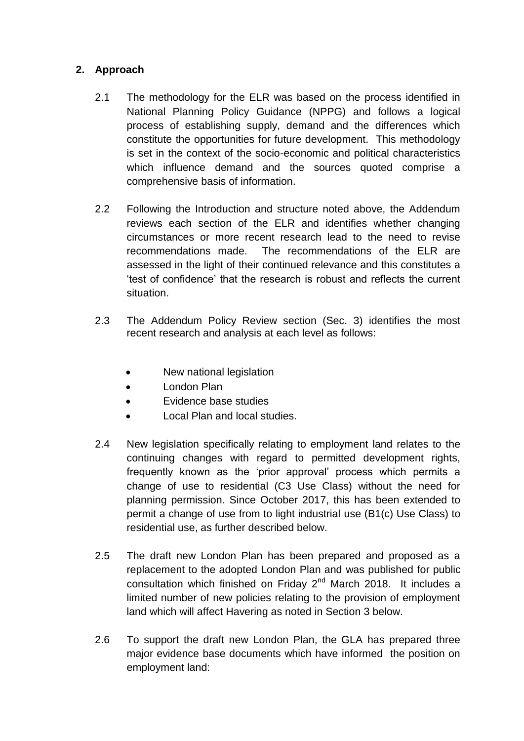## 2. Approach

2.1 The methodology for the ELR was based on the process identified in National Planning Policy Guidance (NPPG) and follows a logical process of establishing supply, demand and the differences which constitute the opportunities for future development. This methodology is set in the context of the socio-economic and political characteristics which influence demand and the sources quoted comprise a comprehensive basis of information.

2.2 Following the Introduction and structure noted above, the Addendum reviews each section of the ELR and identifies whether changing circumstances or more recent research lead to the need to revise recommendations made. The recommendations of the ELR are assessed in the light of their continued relevance and this constitutes a 'test of confidence' that the research is robust and reflects the current situation.

2.3 The Addendum Policy Review section (Sec. 3) identifies the most recent research and analysis at each level as follows:

- New national legislation
- London Plan
- Evidence base studies
- Local Plan and local studies.

2.4 New legislation specifically relating to employment land relates to the continuing changes with regard to permitted development rights, frequently known as the 'prior approval' process which permits a change of use to residential (C3 Use Class) without the need for planning permission. Since October 2017, this has been extended to permit a change of use from to light industrial use (B1(c) Use Class) to residential use, as further described below.

2.5 The draft new London Plan has been prepared and proposed as a replacement to the adopted London Plan and was published for public consultation which finished on Friday 2nd March 2018. It includes a limited number of new policies relating to the provision of employment land which will affect Havering as noted in Section 3 below.

2.6 To support the draft new London Plan, the GLA has prepared three major evidence base documents which have informed the position on employment land: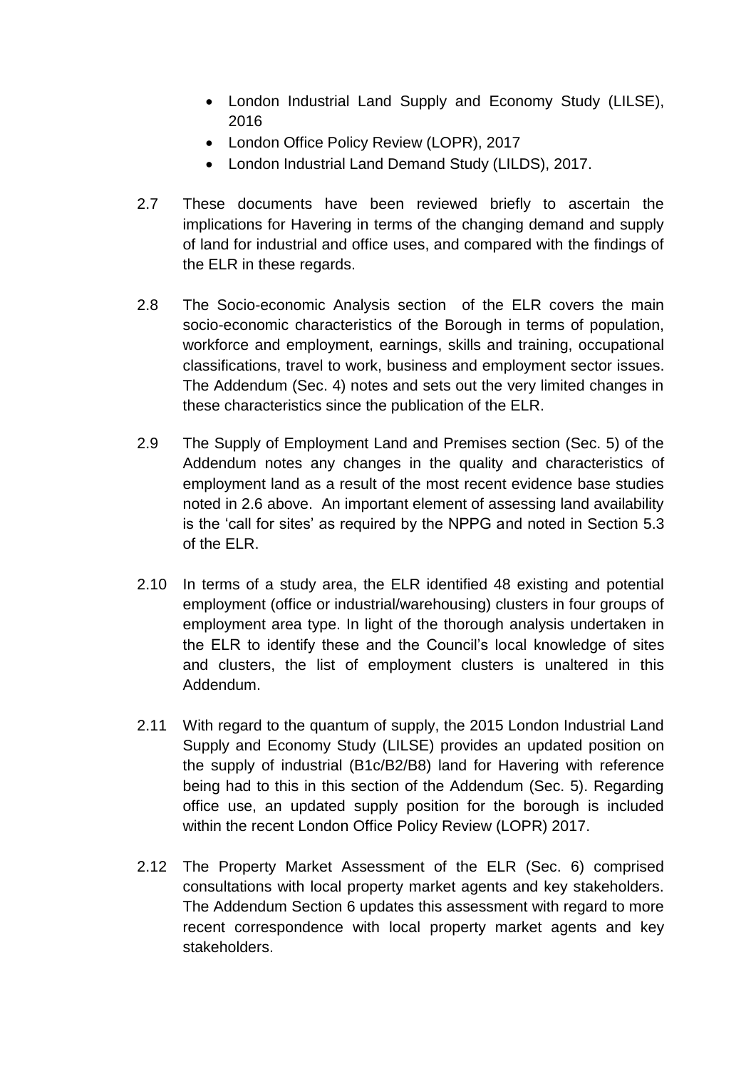- London Industrial Land Supply and Economy Study (LILSE), 2016
- London Office Policy Review (LOPR), 2017
- London Industrial Land Demand Study (LILDS), 2017.

2.7 These documents have been reviewed briefly to ascertain the implications for Havering in terms of the changing demand and supply of land for industrial and office uses, and compared with the findings of the ELR in these regards.

2.8 The Socio-economic Analysis section of the ELR covers the main socio-economic characteristics of the Borough in terms of population, workforce and employment, earnings, skills and training, occupational classifications, travel to work, business and employment sector issues. The Addendum (Sec. 4) notes and sets out the very limited changes in these characteristics since the publication of the ELR.

2.9 The Supply of Employment Land and Premises section (Sec. 5) of the Addendum notes any changes in the quality and characteristics of employment land as a result of the most recent evidence base studies noted in 2.6 above. An important element of assessing land availability is the 'call for sites' as required by the NPPG and noted in Section 5.3 of the ELR.

2.10 In terms of a study area, the ELR identified 48 existing and potential employment (office or industrial/warehousing) clusters in four groups of employment area type. In light of the thorough analysis undertaken in the ELR to identify these and the Council's local knowledge of sites and clusters, the list of employment clusters is unaltered in this Addendum.

2.11 With regard to the quantum of supply, the 2015 London Industrial Land Supply and Economy Study (LILSE) provides an updated position on the supply of industrial (B1c/B2/B8) land for Havering with reference being had to this in this section of the Addendum (Sec. 5). Regarding office use, an updated supply position for the borough is included within the recent London Office Policy Review (LOPR) 2017.

2.12 The Property Market Assessment of the ELR (Sec. 6) comprised consultations with local property market agents and key stakeholders. The Addendum Section 6 updates this assessment with regard to more recent correspondence with local property market agents and key stakeholders.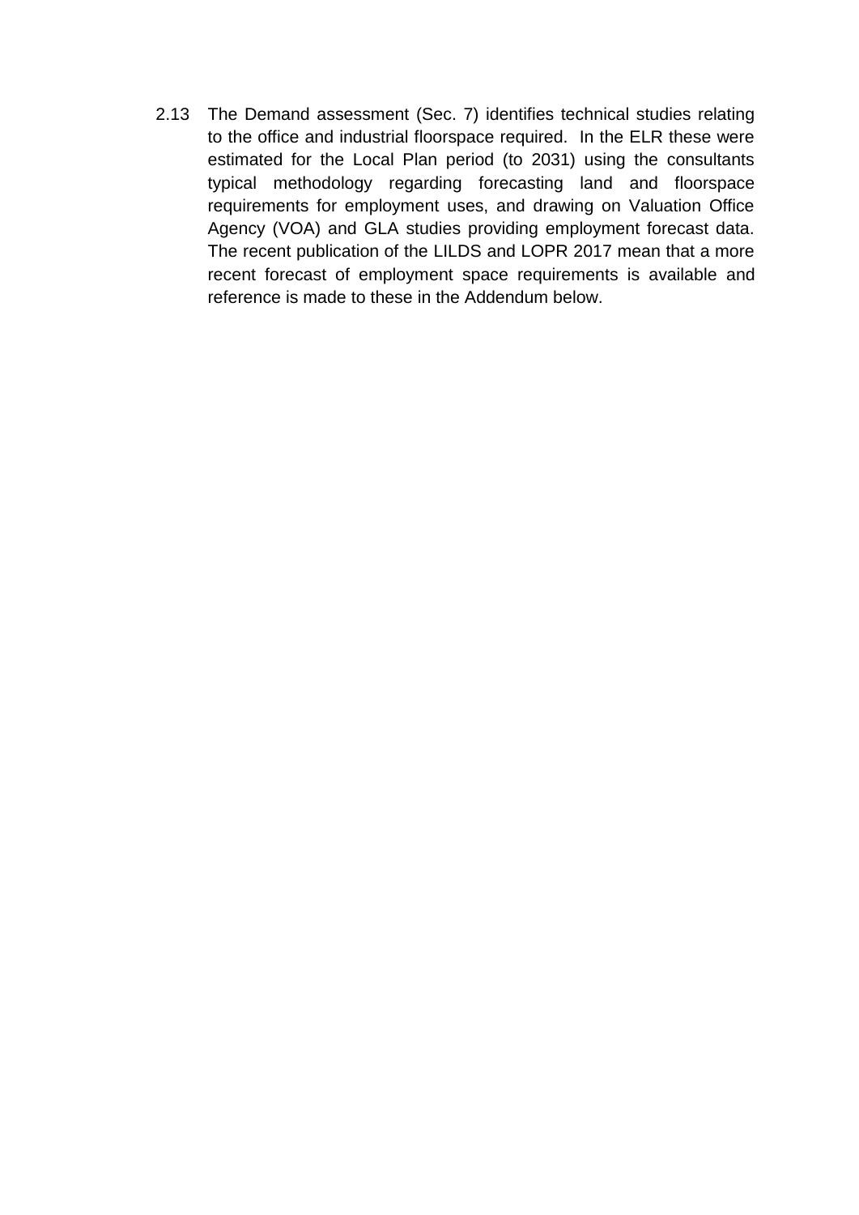2.13 The Demand assessment (Sec. 7) identifies technical studies relating to the office and industrial floorspace required. In the ELR these were estimated for the Local Plan period (to 2031) using the consultants typical methodology regarding forecasting land and floorspace requirements for employment uses, and drawing on Valuation Office Agency (VOA) and GLA studies providing employment forecast data. The recent publication of the LILDS and LOPR 2017 mean that a more recent forecast of employment space requirements is available and reference is made to these in the Addendum below.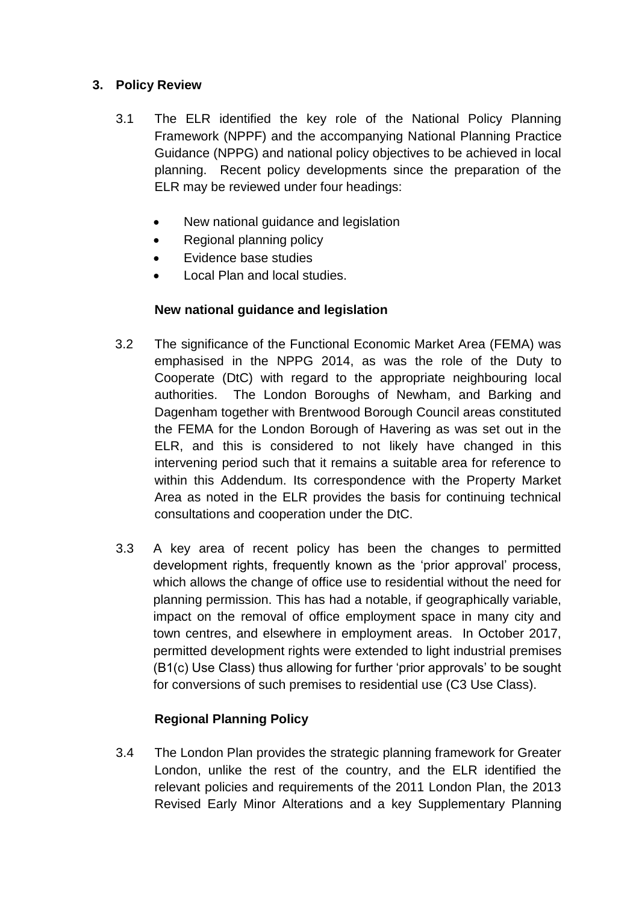## 3. Policy Review

3.1 The ELR identified the key role of the National Policy Planning Framework (NPPF) and the accompanying National Planning Practice Guidance (NPPG) and national policy objectives to be achieved in local planning. Recent policy developments since the preparation of the ELR may be reviewed under four headings:

- New national guidance and legislation
- Regional planning policy
- Evidence base studies
- Local Plan and local studies.

### New national guidance and legislation

3.2 The significance of the Functional Economic Market Area (FEMA) was emphasised in the NPPG 2014, as was the role of the Duty to Cooperate (DtC) with regard to the appropriate neighbouring local authorities. The London Boroughs of Newham, and Barking and Dagenham together with Brentwood Borough Council areas constituted the FEMA for the London Borough of Havering as was set out in the ELR, and this is considered to not likely have changed in this intervening period such that it remains a suitable area for reference to within this Addendum. Its correspondence with the Property Market Area as noted in the ELR provides the basis for continuing technical consultations and cooperation under the DtC.

3.3 A key area of recent policy has been the changes to permitted development rights, frequently known as the 'prior approval' process, which allows the change of office use to residential without the need for planning permission. This has had a notable, if geographically variable, impact on the removal of office employment space in many city and town centres, and elsewhere in employment areas. In October 2017, permitted development rights were extended to light industrial premises (B1(c) Use Class) thus allowing for further 'prior approvals' to be sought for conversions of such premises to residential use (C3 Use Class).

### Regional Planning Policy

3.4 The London Plan provides the strategic planning framework for Greater London, unlike the rest of the country, and the ELR identified the relevant policies and requirements of the 2011 London Plan, the 2013 Revised Early Minor Alterations and a key Supplementary Planning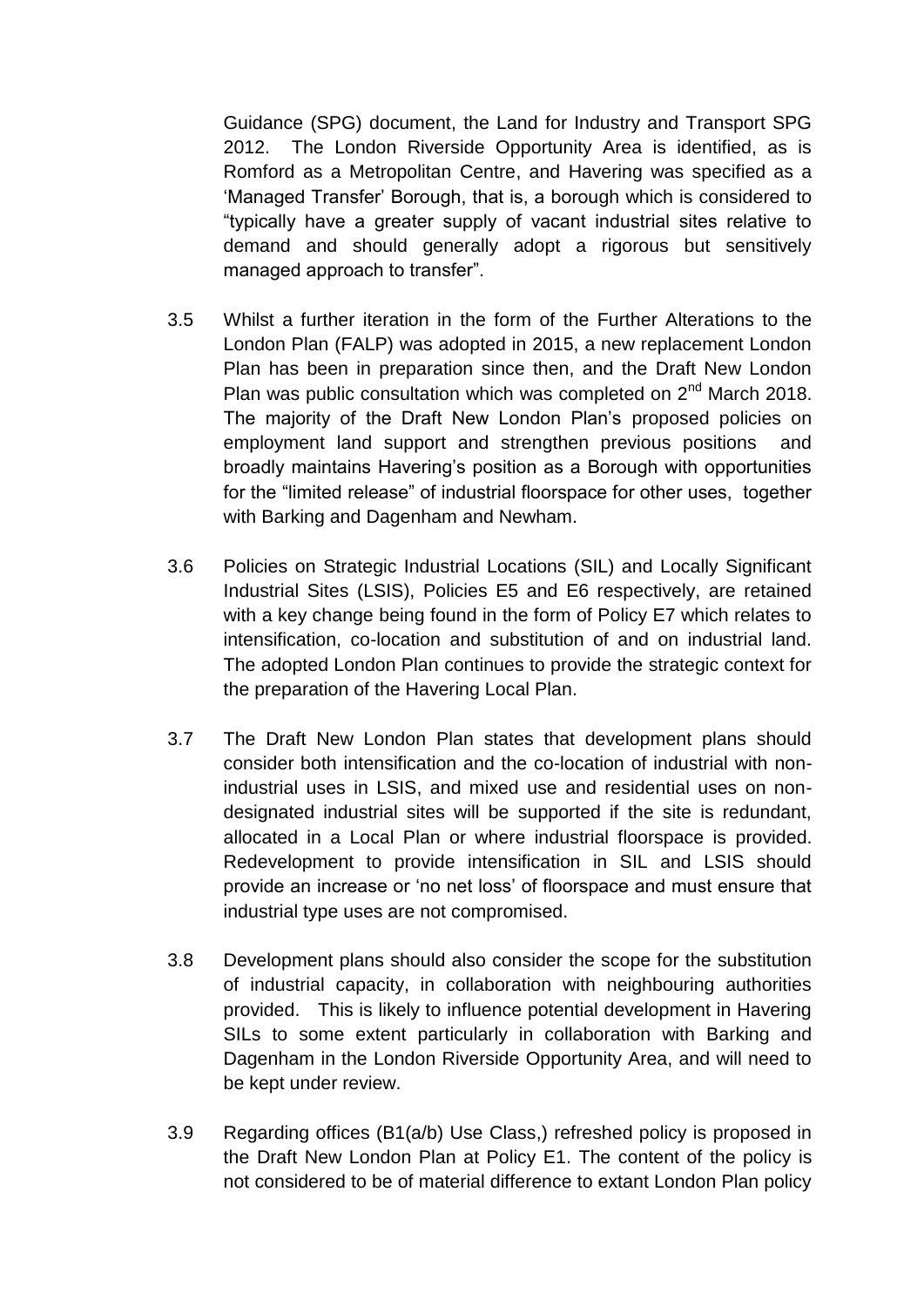Guidance (SPG) document, the Land for Industry and Transport SPG 2012. The London Riverside Opportunity Area is identified, as is Romford as a Metropolitan Centre, and Havering was specified as a 'Managed Transfer' Borough, that is, a borough which is considered to "typically have a greater supply of vacant industrial sites relative to demand and should generally adopt a rigorous but sensitively managed approach to transfer".

3.5 Whilst a further iteration in the form of the Further Alterations to the London Plan (FALP) was adopted in 2015, a new replacement London Plan has been in preparation since then, and the Draft New London Plan was public consultation which was completed on 2nd March 2018. The majority of the Draft New London Plan's proposed policies on employment land support and strengthen previous positions and broadly maintains Havering's position as a Borough with opportunities for the "limited release" of industrial floorspace for other uses, together with Barking and Dagenham and Newham.

3.6 Policies on Strategic Industrial Locations (SIL) and Locally Significant Industrial Sites (LSIS), Policies E5 and E6 respectively, are retained with a key change being found in the form of Policy E7 which relates to intensification, co-location and substitution of and on industrial land. The adopted London Plan continues to provide the strategic context for the preparation of the Havering Local Plan.

3.7 The Draft New London Plan states that development plans should consider both intensification and the co-location of industrial with non-industrial uses in LSIS, and mixed use and residential uses on non-designated industrial sites will be supported if the site is redundant, allocated in a Local Plan or where industrial floorspace is provided. Redevelopment to provide intensification in SIL and LSIS should provide an increase or 'no net loss' of floorspace and must ensure that industrial type uses are not compromised.

3.8 Development plans should also consider the scope for the substitution of industrial capacity, in collaboration with neighbouring authorities provided. This is likely to influence potential development in Havering SILs to some extent particularly in collaboration with Barking and Dagenham in the London Riverside Opportunity Area, and will need to be kept under review.

3.9 Regarding offices (B1(a/b) Use Class,) refreshed policy is proposed in the Draft New London Plan at Policy E1. The content of the policy is not considered to be of material difference to extant London Plan policy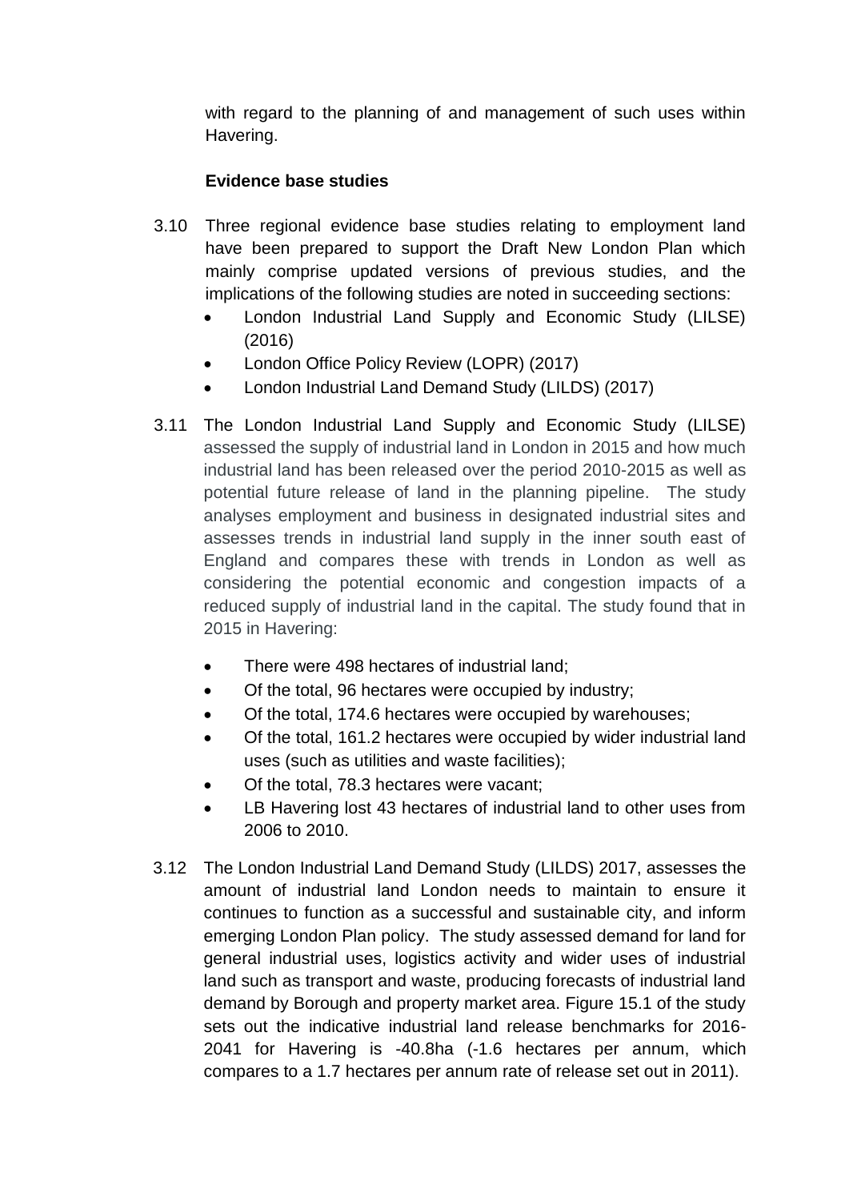with regard to the planning of and management of such uses within Havering.

**Evidence base studies**

3.10 Three regional evidence base studies relating to employment land have been prepared to support the Draft New London Plan which mainly comprise updated versions of previous studies, and the implications of the following studies are noted in succeeding sections:

- London Industrial Land Supply and Economic Study (LILSE) (2016)
- London Office Policy Review (LOPR) (2017)
- London Industrial Land Demand Study (LILDS) (2017)

3.11 The London Industrial Land Supply and Economic Study (LILSE) assessed the supply of industrial land in London in 2015 and how much industrial land has been released over the period 2010-2015 as well as potential future release of land in the planning pipeline. The study analyses employment and business in designated industrial sites and assesses trends in industrial land supply in the inner south east of England and compares these with trends in London as well as considering the potential economic and congestion impacts of a reduced supply of industrial land in the capital. The study found that in 2015 in Havering:

- There were 498 hectares of industrial land;
- Of the total, 96 hectares were occupied by industry;
- Of the total, 174.6 hectares were occupied by warehouses;
- Of the total, 161.2 hectares were occupied by wider industrial land uses (such as utilities and waste facilities);
- Of the total, 78.3 hectares were vacant;
- LB Havering lost 43 hectares of industrial land to other uses from 2006 to 2010.

3.12 The London Industrial Land Demand Study (LILDS) 2017, assesses the amount of industrial land London needs to maintain to ensure it continues to function as a successful and sustainable city, and inform emerging London Plan policy. The study assessed demand for land for general industrial uses, logistics activity and wider uses of industrial land such as transport and waste, producing forecasts of industrial land demand by Borough and property market area. Figure 15.1 of the study sets out the indicative industrial land release benchmarks for 2016-2041 for Havering is -40.8ha (-1.6 hectares per annum, which compares to a 1.7 hectares per annum rate of release set out in 2011).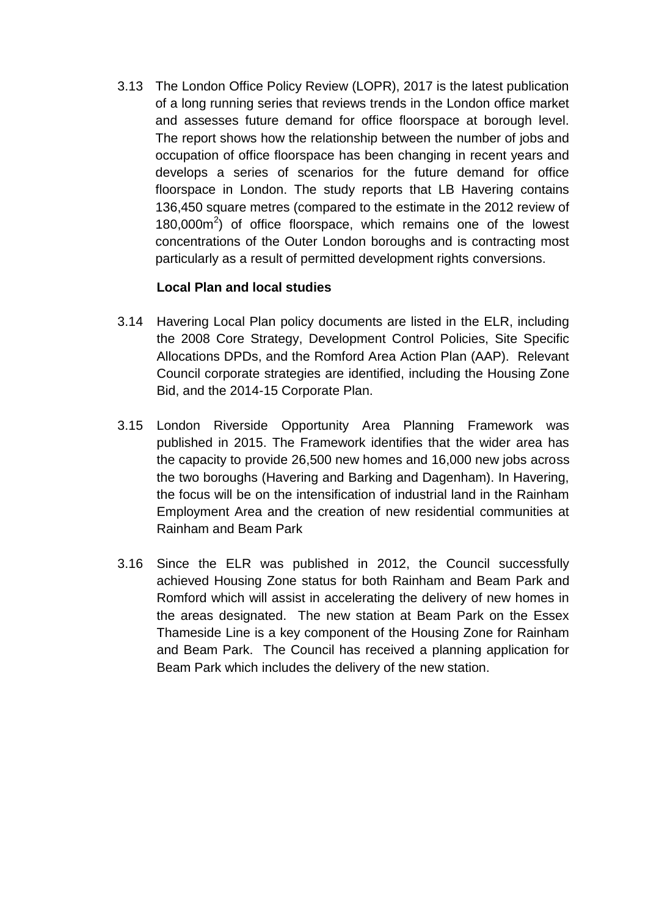3.13 The London Office Policy Review (LOPR), 2017 is the latest publication of a long running series that reviews trends in the London office market and assesses future demand for office floorspace at borough level. The report shows how the relationship between the number of jobs and occupation of office floorspace has been changing in recent years and develops a series of scenarios for the future demand for office floorspace in London. The study reports that LB Havering contains 136,450 square metres (compared to the estimate in the 2012 review of 180,000m$^2$) of office floorspace, which remains one of the lowest concentrations of the Outer London boroughs and is contracting most particularly as a result of permitted development rights conversions.

**Local Plan and local studies**

3.14 Havering Local Plan policy documents are listed in the ELR, including the 2008 Core Strategy, Development Control Policies, Site Specific Allocations DPDs, and the Romford Area Action Plan (AAP). Relevant Council corporate strategies are identified, including the Housing Zone Bid, and the 2014-15 Corporate Plan.

3.15 London Riverside Opportunity Area Planning Framework was published in 2015. The Framework identifies that the wider area has the capacity to provide 26,500 new homes and 16,000 new jobs across the two boroughs (Havering and Barking and Dagenham). In Havering, the focus will be on the intensification of industrial land in the Rainham Employment Area and the creation of new residential communities at Rainham and Beam Park

3.16 Since the ELR was published in 2012, the Council successfully achieved Housing Zone status for both Rainham and Beam Park and Romford which will assist in accelerating the delivery of new homes in the areas designated. The new station at Beam Park on the Essex Thameside Line is a key component of the Housing Zone for Rainham and Beam Park. The Council has received a planning application for Beam Park which includes the delivery of the new station.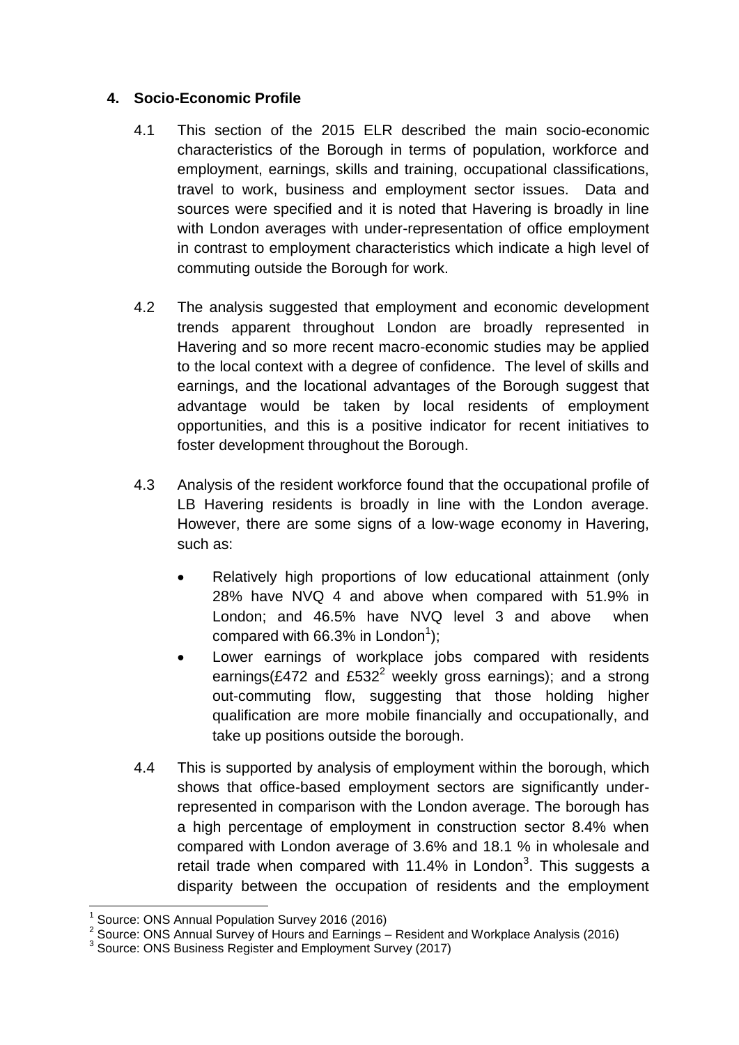## 4. Socio-Economic Profile

4.1 This section of the 2015 ELR described the main socio-economic characteristics of the Borough in terms of population, workforce and employment, earnings, skills and training, occupational classifications, travel to work, business and employment sector issues. Data and sources were specified and it is noted that Havering is broadly in line with London averages with under-representation of office employment in contrast to employment characteristics which indicate a high level of commuting outside the Borough for work.

4.2 The analysis suggested that employment and economic development trends apparent throughout London are broadly represented in Havering and so more recent macro-economic studies may be applied to the local context with a degree of confidence. The level of skills and earnings, and the locational advantages of the Borough suggest that advantage would be taken by local residents of employment opportunities, and this is a positive indicator for recent initiatives to foster development throughout the Borough.

4.3 Analysis of the resident workforce found that the occupational profile of LB Havering residents is broadly in line with the London average. However, there are some signs of a low-wage economy in Havering, such as:

- Relatively high proportions of low educational attainment (only 28% have NVQ 4 and above when compared with 51.9% in London; and 46.5% have NVQ level 3 and above when compared with 66.3% in London[1]);
- Lower earnings of workplace jobs compared with residents earnings(£472 and £532[2] weekly gross earnings); and a strong out-commuting flow, suggesting that those holding higher qualification are more mobile financially and occupationally, and take up positions outside the borough.

4.4 This is supported by analysis of employment within the borough, which shows that office-based employment sectors are significantly under-represented in comparison with the London average. The borough has a high percentage of employment in construction sector 8.4% when compared with London average of 3.6% and 18.1 % in wholesale and retail trade when compared with 11.4% in London[3]. This suggests a disparity between the occupation of residents and the employment

---

[1] Source: ONS Annual Population Survey 2016 (2016)

[2] Source: ONS Annual Survey of Hours and Earnings – Resident and Workplace Analysis (2016)

[3] Source: ONS Business Register and Employment Survey (2017)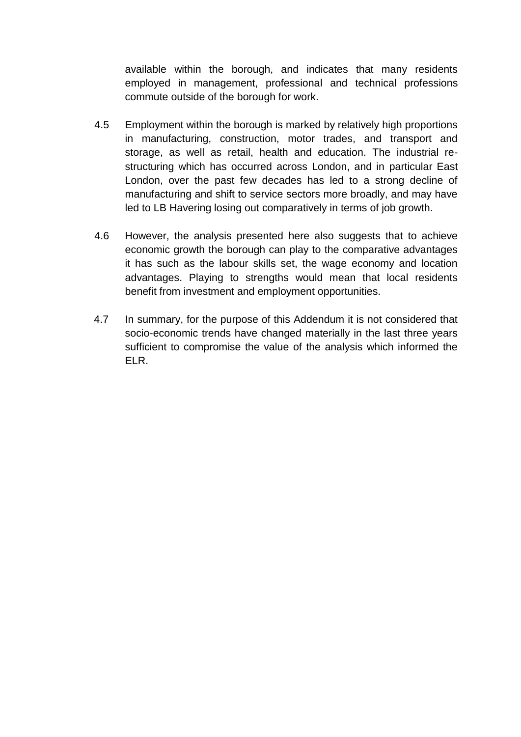available within the borough, and indicates that many residents employed in management, professional and technical professions commute outside of the borough for work.

4.5 Employment within the borough is marked by relatively high proportions in manufacturing, construction, motor trades, and transport and storage, as well as retail, health and education. The industrial re-structuring which has occurred across London, and in particular East London, over the past few decades has led to a strong decline of manufacturing and shift to service sectors more broadly, and may have led to LB Havering losing out comparatively in terms of job growth.

4.6 However, the analysis presented here also suggests that to achieve economic growth the borough can play to the comparative advantages it has such as the labour skills set, the wage economy and location advantages. Playing to strengths would mean that local residents benefit from investment and employment opportunities.

4.7 In summary, for the purpose of this Addendum it is not considered that socio-economic trends have changed materially in the last three years sufficient to compromise the value of the analysis which informed the ELR.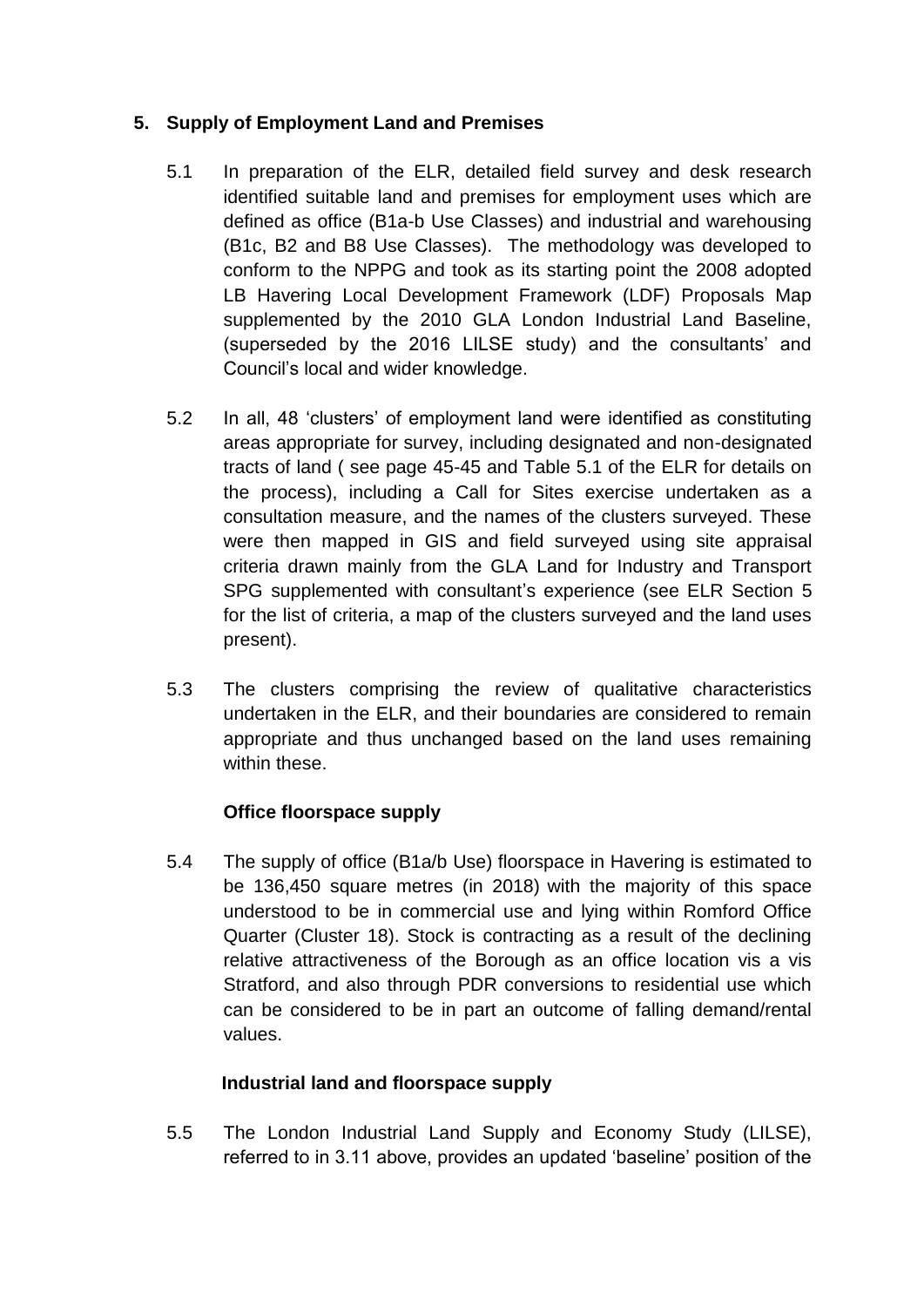## 5. Supply of Employment Land and Premises

5.1 In preparation of the ELR, detailed field survey and desk research identified suitable land and premises for employment uses which are defined as office (B1a-b Use Classes) and industrial and warehousing (B1c, B2 and B8 Use Classes). The methodology was developed to conform to the NPPG and took as its starting point the 2008 adopted LB Havering Local Development Framework (LDF) Proposals Map supplemented by the 2010 GLA London Industrial Land Baseline, (superseded by the 2016 LILSE study) and the consultants' and Council's local and wider knowledge.

5.2 In all, 48 'clusters' of employment land were identified as constituting areas appropriate for survey, including designated and non-designated tracts of land ( see page 45-45 and Table 5.1 of the ELR for details on the process), including a Call for Sites exercise undertaken as a consultation measure, and the names of the clusters surveyed. These were then mapped in GIS and field surveyed using site appraisal criteria drawn mainly from the GLA Land for Industry and Transport SPG supplemented with consultant's experience (see ELR Section 5 for the list of criteria, a map of the clusters surveyed and the land uses present).

5.3 The clusters comprising the review of qualitative characteristics undertaken in the ELR, and their boundaries are considered to remain appropriate and thus unchanged based on the land uses remaining within these.

### Office floorspace supply

5.4 The supply of office (B1a/b Use) floorspace in Havering is estimated to be 136,450 square metres (in 2018) with the majority of this space understood to be in commercial use and lying within Romford Office Quarter (Cluster 18). Stock is contracting as a result of the declining relative attractiveness of the Borough as an office location vis a vis Stratford, and also through PDR conversions to residential use which can be considered to be in part an outcome of falling demand/rental values.

### Industrial land and floorspace supply

5.5 The London Industrial Land Supply and Economy Study (LILSE), referred to in 3.11 above, provides an updated 'baseline' position of the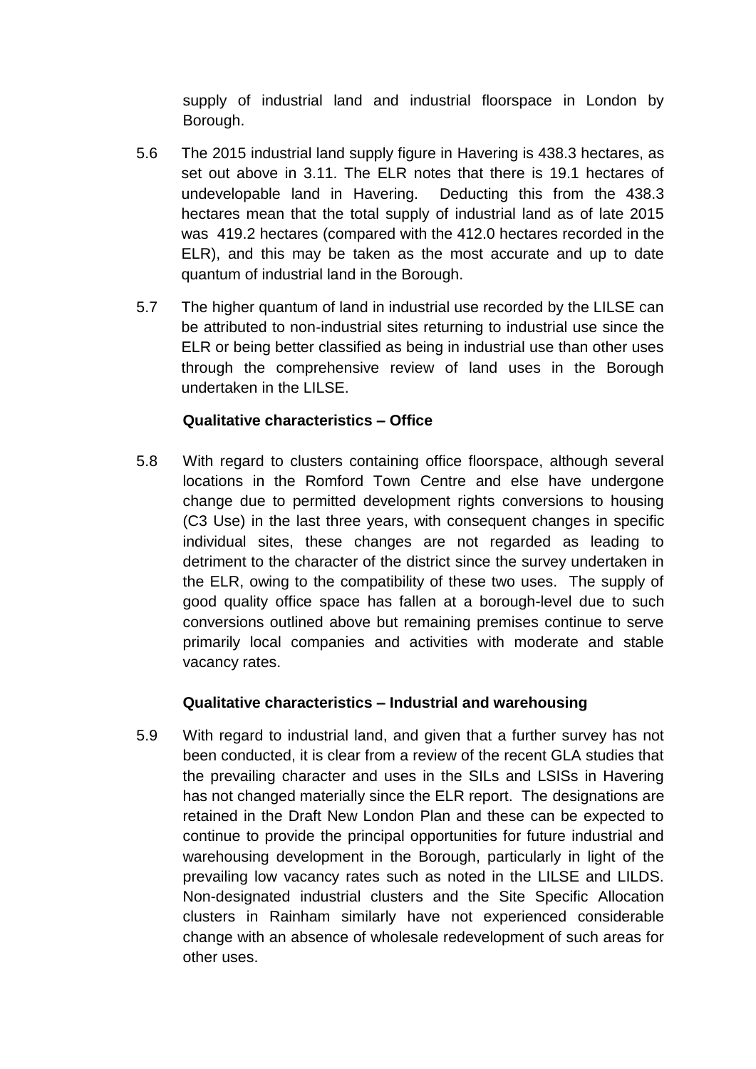supply of industrial land and industrial floorspace in London by Borough.

5.6 The 2015 industrial land supply figure in Havering is 438.3 hectares, as set out above in 3.11. The ELR notes that there is 19.1 hectares of undevelopable land in Havering. Deducting this from the 438.3 hectares mean that the total supply of industrial land as of late 2015 was 419.2 hectares (compared with the 412.0 hectares recorded in the ELR), and this may be taken as the most accurate and up to date quantum of industrial land in the Borough.

5.7 The higher quantum of land in industrial use recorded by the LILSE can be attributed to non-industrial sites returning to industrial use since the ELR or being better classified as being in industrial use than other uses through the comprehensive review of land uses in the Borough undertaken in the LILSE.

**Qualitative characteristics – Office**

5.8 With regard to clusters containing office floorspace, although several locations in the Romford Town Centre and else have undergone change due to permitted development rights conversions to housing (C3 Use) in the last three years, with consequent changes in specific individual sites, these changes are not regarded as leading to detriment to the character of the district since the survey undertaken in the ELR, owing to the compatibility of these two uses. The supply of good quality office space has fallen at a borough-level due to such conversions outlined above but remaining premises continue to serve primarily local companies and activities with moderate and stable vacancy rates.

**Qualitative characteristics – Industrial and warehousing**

5.9 With regard to industrial land, and given that a further survey has not been conducted, it is clear from a review of the recent GLA studies that the prevailing character and uses in the SILs and LSISs in Havering has not changed materially since the ELR report. The designations are retained in the Draft New London Plan and these can be expected to continue to provide the principal opportunities for future industrial and warehousing development in the Borough, particularly in light of the prevailing low vacancy rates such as noted in the LILSE and LILDS. Non-designated industrial clusters and the Site Specific Allocation clusters in Rainham similarly have not experienced considerable change with an absence of wholesale redevelopment of such areas for other uses.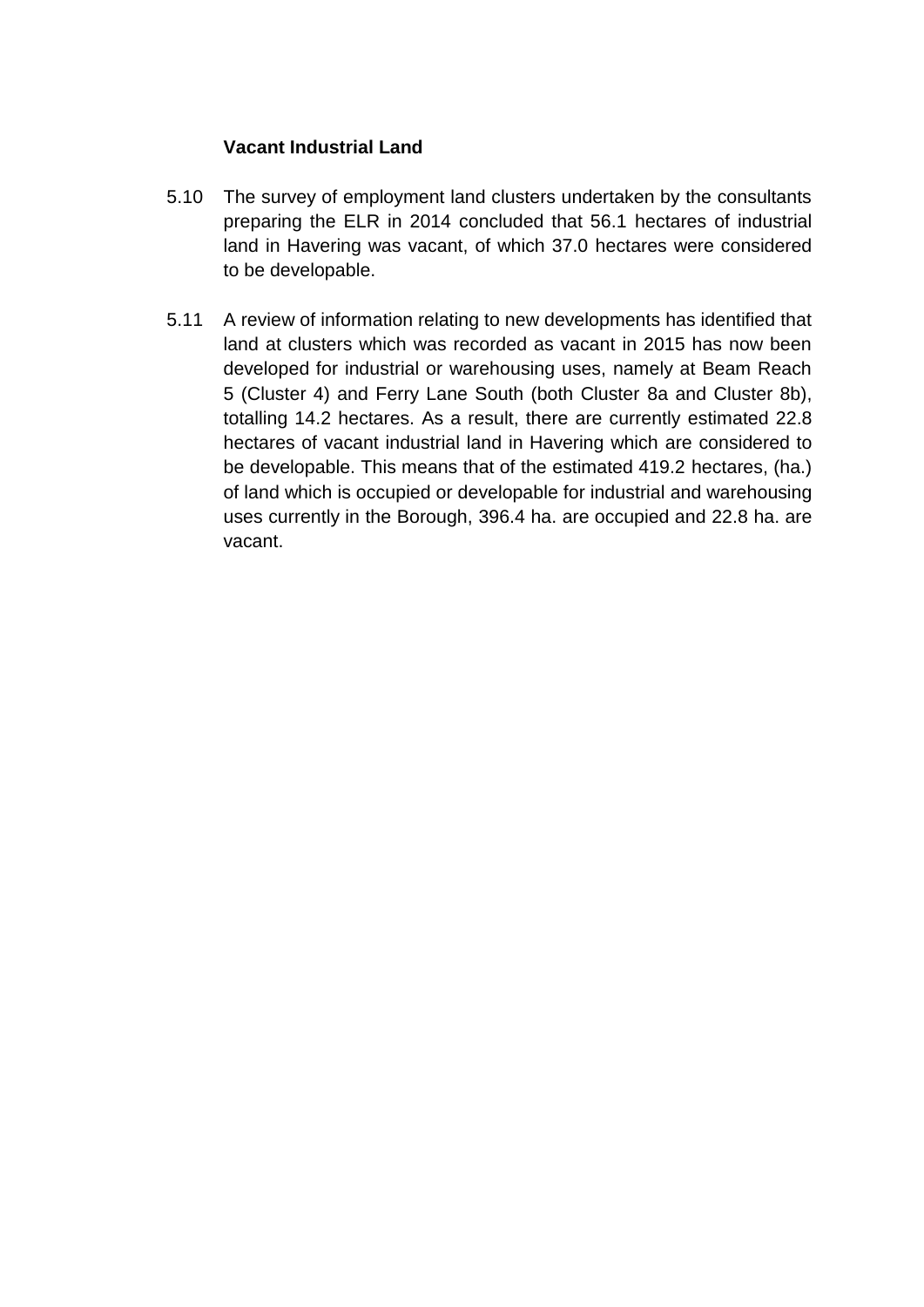### Vacant Industrial Land

5.10 The survey of employment land clusters undertaken by the consultants preparing the ELR in 2014 concluded that 56.1 hectares of industrial land in Havering was vacant, of which 37.0 hectares were considered to be developable.

5.11 A review of information relating to new developments has identified that land at clusters which was recorded as vacant in 2015 has now been developed for industrial or warehousing uses, namely at Beam Reach 5 (Cluster 4) and Ferry Lane South (both Cluster 8a and Cluster 8b), totalling 14.2 hectares. As a result, there are currently estimated 22.8 hectares of vacant industrial land in Havering which are considered to be developable. This means that of the estimated 419.2 hectares, (ha.) of land which is occupied or developable for industrial and warehousing uses currently in the Borough, 396.4 ha. are occupied and 22.8 ha. are vacant.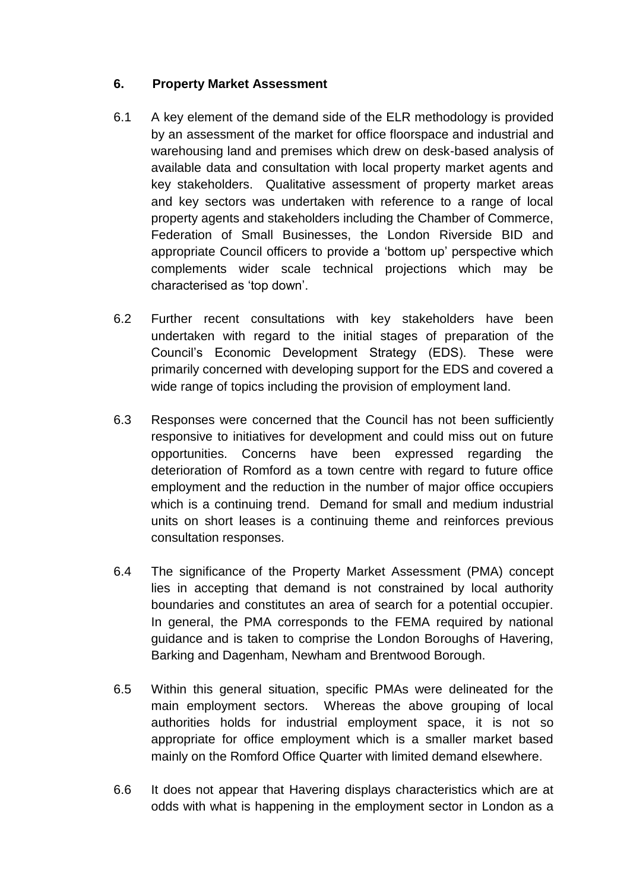## 6. Property Market Assessment

6.1 A key element of the demand side of the ELR methodology is provided by an assessment of the market for office floorspace and industrial and warehousing land and premises which drew on desk-based analysis of available data and consultation with local property market agents and key stakeholders. Qualitative assessment of property market areas and key sectors was undertaken with reference to a range of local property agents and stakeholders including the Chamber of Commerce, Federation of Small Businesses, the London Riverside BID and appropriate Council officers to provide a 'bottom up' perspective which complements wider scale technical projections which may be characterised as 'top down'.

6.2 Further recent consultations with key stakeholders have been undertaken with regard to the initial stages of preparation of the Council's Economic Development Strategy (EDS). These were primarily concerned with developing support for the EDS and covered a wide range of topics including the provision of employment land.

6.3 Responses were concerned that the Council has not been sufficiently responsive to initiatives for development and could miss out on future opportunities. Concerns have been expressed regarding the deterioration of Romford as a town centre with regard to future office employment and the reduction in the number of major office occupiers which is a continuing trend. Demand for small and medium industrial units on short leases is a continuing theme and reinforces previous consultation responses.

6.4 The significance of the Property Market Assessment (PMA) concept lies in accepting that demand is not constrained by local authority boundaries and constitutes an area of search for a potential occupier. In general, the PMA corresponds to the FEMA required by national guidance and is taken to comprise the London Boroughs of Havering, Barking and Dagenham, Newham and Brentwood Borough.

6.5 Within this general situation, specific PMAs were delineated for the main employment sectors. Whereas the above grouping of local authorities holds for industrial employment space, it is not so appropriate for office employment which is a smaller market based mainly on the Romford Office Quarter with limited demand elsewhere.

6.6 It does not appear that Havering displays characteristics which are at odds with what is happening in the employment sector in London as a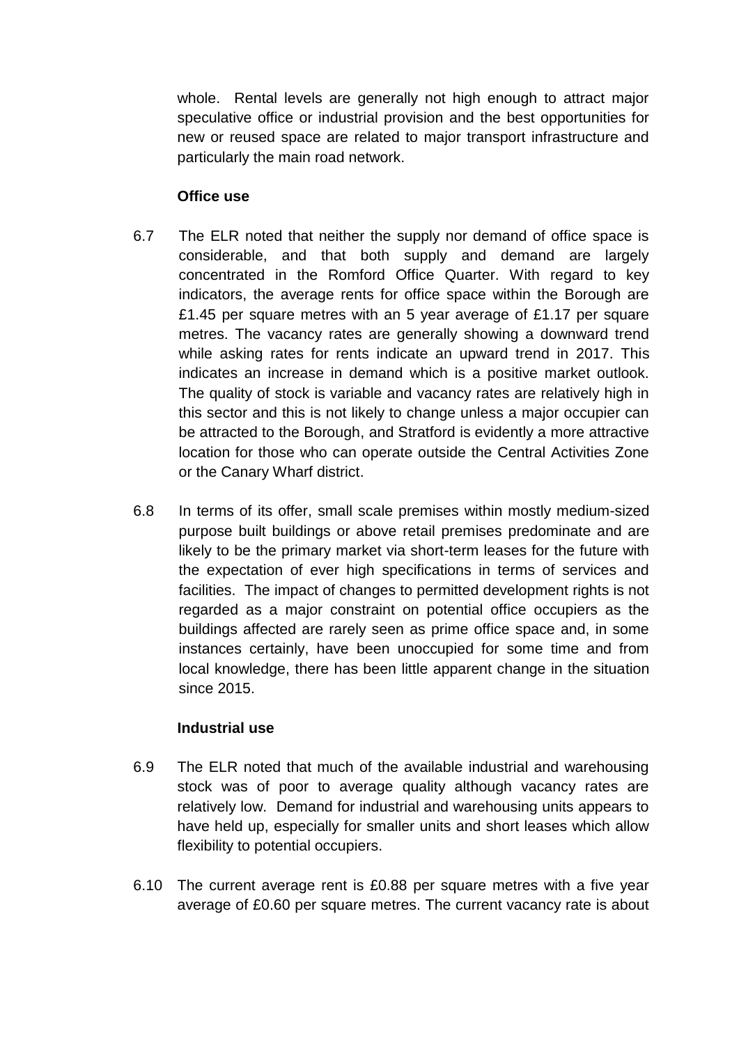whole. Rental levels are generally not high enough to attract major speculative office or industrial provision and the best opportunities for new or reused space are related to major transport infrastructure and particularly the main road network.

**Office use**

6.7 The ELR noted that neither the supply nor demand of office space is considerable, and that both supply and demand are largely concentrated in the Romford Office Quarter. With regard to key indicators, the average rents for office space within the Borough are £1.45 per square metres with an 5 year average of £1.17 per square metres. The vacancy rates are generally showing a downward trend while asking rates for rents indicate an upward trend in 2017. This indicates an increase in demand which is a positive market outlook. The quality of stock is variable and vacancy rates are relatively high in this sector and this is not likely to change unless a major occupier can be attracted to the Borough, and Stratford is evidently a more attractive location for those who can operate outside the Central Activities Zone or the Canary Wharf district.

6.8 In terms of its offer, small scale premises within mostly medium-sized purpose built buildings or above retail premises predominate and are likely to be the primary market via short-term leases for the future with the expectation of ever high specifications in terms of services and facilities. The impact of changes to permitted development rights is not regarded as a major constraint on potential office occupiers as the buildings affected are rarely seen as prime office space and, in some instances certainly, have been unoccupied for some time and from local knowledge, there has been little apparent change in the situation since 2015.

**Industrial use**

6.9 The ELR noted that much of the available industrial and warehousing stock was of poor to average quality although vacancy rates are relatively low. Demand for industrial and warehousing units appears to have held up, especially for smaller units and short leases which allow flexibility to potential occupiers.

6.10 The current average rent is £0.88 per square metres with a five year average of £0.60 per square metres. The current vacancy rate is about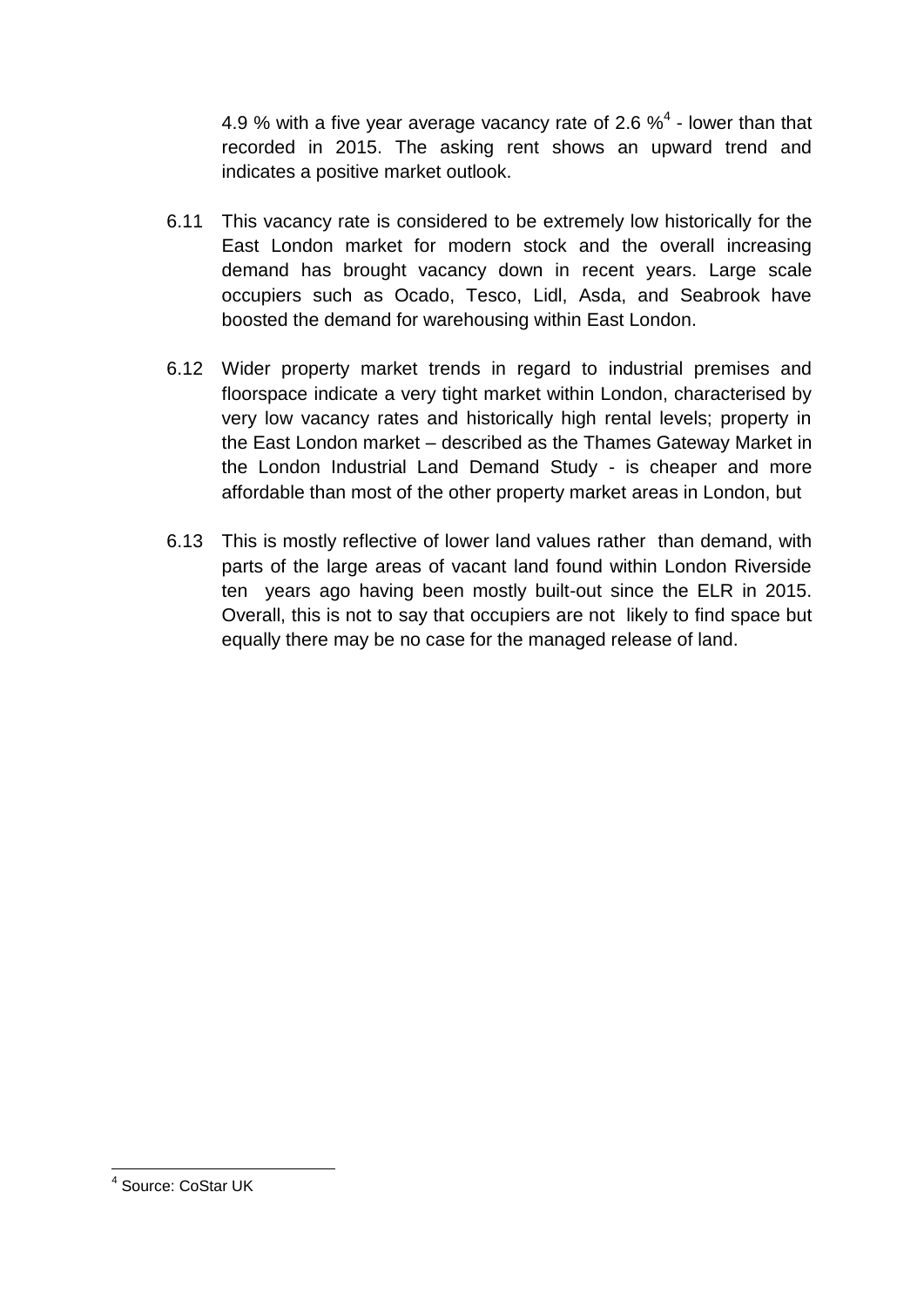4.9 % with a five year average vacancy rate of 2.6 %[4] - lower than that recorded in 2015. The asking rent shows an upward trend and indicates a positive market outlook.

6.11 This vacancy rate is considered to be extremely low historically for the East London market for modern stock and the overall increasing demand has brought vacancy down in recent years. Large scale occupiers such as Ocado, Tesco, Lidl, Asda, and Seabrook have boosted the demand for warehousing within East London.

6.12 Wider property market trends in regard to industrial premises and floorspace indicate a very tight market within London, characterised by very low vacancy rates and historically high rental levels; property in the East London market – described as the Thames Gateway Market in the London Industrial Land Demand Study - is cheaper and more affordable than most of the other property market areas in London, but

6.13 This is mostly reflective of lower land values rather than demand, with parts of the large areas of vacant land found within London Riverside ten years ago having been mostly built-out since the ELR in 2015. Overall, this is not to say that occupiers are not likely to find space but equally there may be no case for the managed release of land.

[4] Source: CoStar UK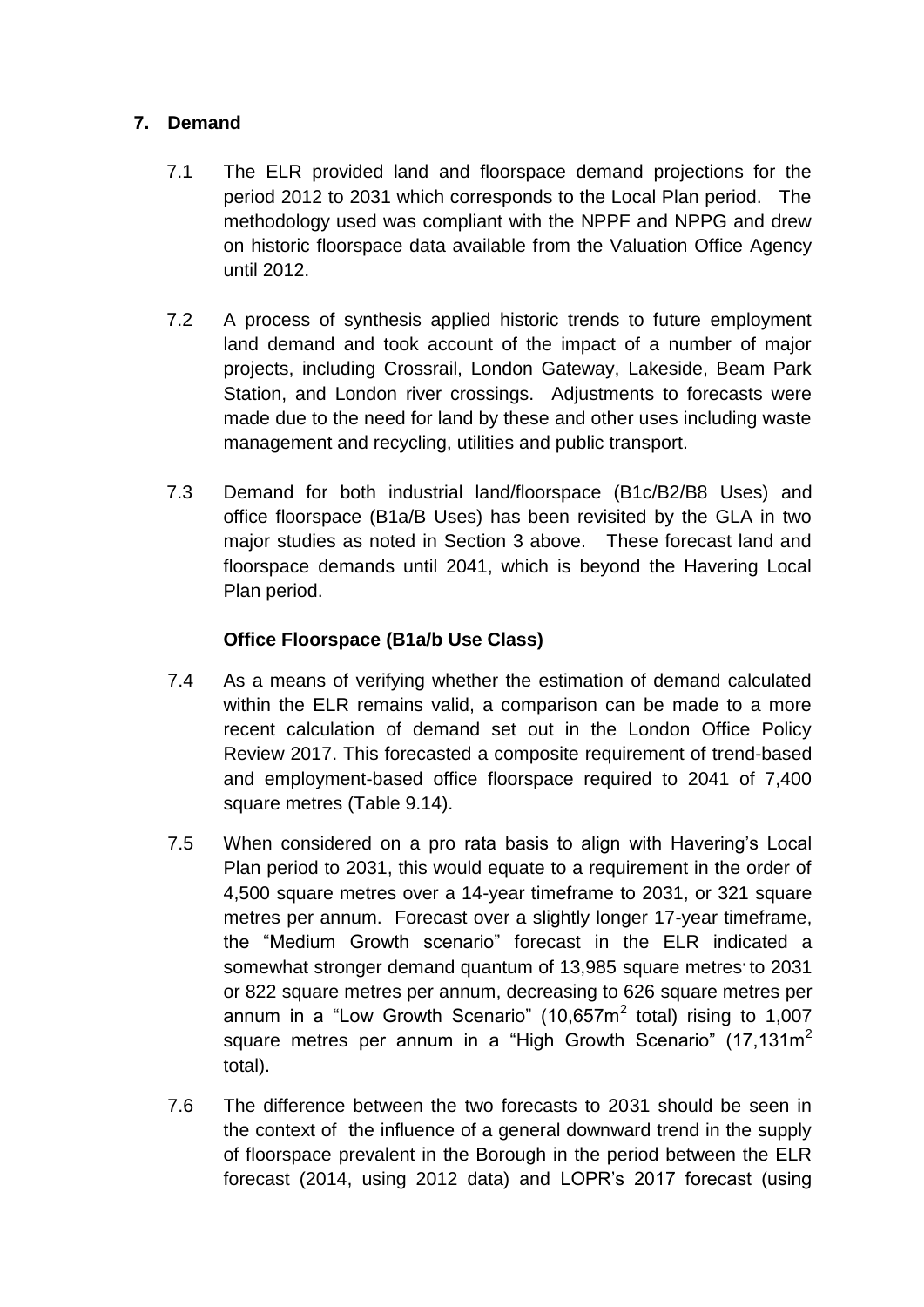## 7. Demand

7.1 The ELR provided land and floorspace demand projections for the period 2012 to 2031 which corresponds to the Local Plan period. The methodology used was compliant with the NPPF and NPPG and drew on historic floorspace data available from the Valuation Office Agency until 2012.

7.2 A process of synthesis applied historic trends to future employment land demand and took account of the impact of a number of major projects, including Crossrail, London Gateway, Lakeside, Beam Park Station, and London river crossings. Adjustments to forecasts were made due to the need for land by these and other uses including waste management and recycling, utilities and public transport.

7.3 Demand for both industrial land/floorspace (B1c/B2/B8 Uses) and office floorspace (B1a/B Uses) has been revisited by the GLA in two major studies as noted in Section 3 above. These forecast land and floorspace demands until 2041, which is beyond the Havering Local Plan period.

### Office Floorspace (B1a/b Use Class)

7.4 As a means of verifying whether the estimation of demand calculated within the ELR remains valid, a comparison can be made to a more recent calculation of demand set out in the London Office Policy Review 2017. This forecasted a composite requirement of trend-based and employment-based office floorspace required to 2041 of 7,400 square metres (Table 9.14).

7.5 When considered on a pro rata basis to align with Havering's Local Plan period to 2031, this would equate to a requirement in the order of 4,500 square metres over a 14-year timeframe to 2031, or 321 square metres per annum. Forecast over a slightly longer 17-year timeframe, the "Medium Growth scenario" forecast in the ELR indicated a somewhat stronger demand quantum of 13,985 square metres to 2031 or 822 square metres per annum, decreasing to 626 square metres per annum in a "Low Growth Scenario" (10,657m$^2$ total) rising to 1,007 square metres per annum in a "High Growth Scenario" (17,131m$^2$ total).

7.6 The difference between the two forecasts to 2031 should be seen in the context of the influence of a general downward trend in the supply of floorspace prevalent in the Borough in the period between the ELR forecast (2014, using 2012 data) and LOPR's 2017 forecast (using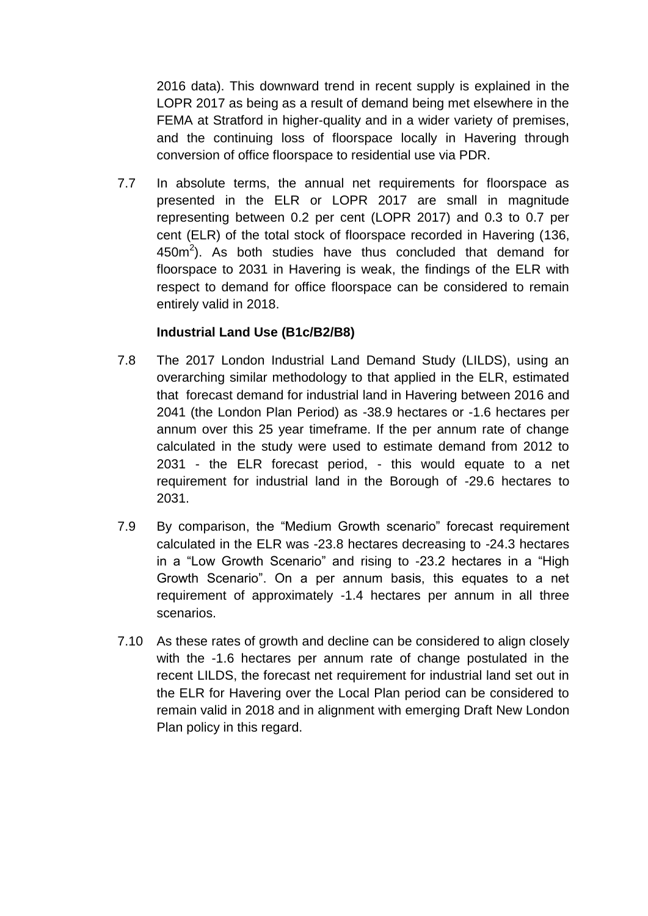2016 data). This downward trend in recent supply is explained in the LOPR 2017 as being as a result of demand being met elsewhere in the FEMA at Stratford in higher-quality and in a wider variety of premises, and the continuing loss of floorspace locally in Havering through conversion of office floorspace to residential use via PDR.

7.7 In absolute terms, the annual net requirements for floorspace as presented in the ELR or LOPR 2017 are small in magnitude representing between 0.2 per cent (LOPR 2017) and 0.3 to 0.7 per cent (ELR) of the total stock of floorspace recorded in Havering (136, 450m$^2$). As both studies have thus concluded that demand for floorspace to 2031 in Havering is weak, the findings of the ELR with respect to demand for office floorspace can be considered to remain entirely valid in 2018.

**Industrial Land Use (B1c/B2/B8)**

7.8 The 2017 London Industrial Land Demand Study (LILDS), using an overarching similar methodology to that applied in the ELR, estimated that forecast demand for industrial land in Havering between 2016 and 2041 (the London Plan Period) as -38.9 hectares or -1.6 hectares per annum over this 25 year timeframe. If the per annum rate of change calculated in the study were used to estimate demand from 2012 to 2031 - the ELR forecast period, - this would equate to a net requirement for industrial land in the Borough of -29.6 hectares to 2031.

7.9 By comparison, the "Medium Growth scenario" forecast requirement calculated in the ELR was -23.8 hectares decreasing to -24.3 hectares in a "Low Growth Scenario" and rising to -23.2 hectares in a "High Growth Scenario". On a per annum basis, this equates to a net requirement of approximately -1.4 hectares per annum in all three scenarios.

7.10 As these rates of growth and decline can be considered to align closely with the -1.6 hectares per annum rate of change postulated in the recent LILDS, the forecast net requirement for industrial land set out in the ELR for Havering over the Local Plan period can be considered to remain valid in 2018 and in alignment with emerging Draft New London Plan policy in this regard.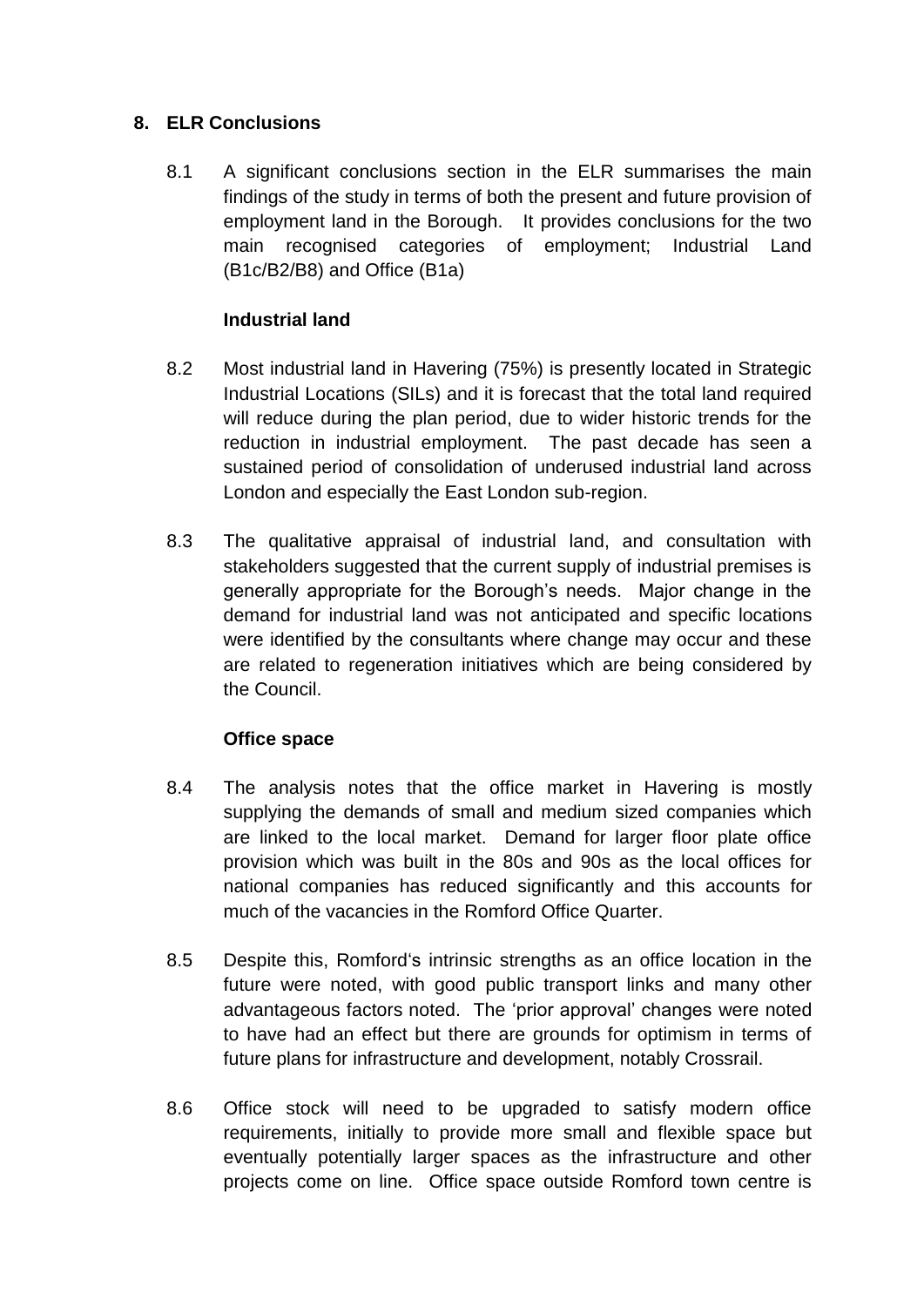## 8. ELR Conclusions

8.1 A significant conclusions section in the ELR summarises the main findings of the study in terms of both the present and future provision of employment land in the Borough. It provides conclusions for the two main recognised categories of employment; Industrial Land (B1c/B2/B8) and Office (B1a)

### Industrial land

8.2 Most industrial land in Havering (75%) is presently located in Strategic Industrial Locations (SILs) and it is forecast that the total land required will reduce during the plan period, due to wider historic trends for the reduction in industrial employment. The past decade has seen a sustained period of consolidation of underused industrial land across London and especially the East London sub-region.

8.3 The qualitative appraisal of industrial land, and consultation with stakeholders suggested that the current supply of industrial premises is generally appropriate for the Borough's needs. Major change in the demand for industrial land was not anticipated and specific locations were identified by the consultants where change may occur and these are related to regeneration initiatives which are being considered by the Council.

### Office space

8.4 The analysis notes that the office market in Havering is mostly supplying the demands of small and medium sized companies which are linked to the local market. Demand for larger floor plate office provision which was built in the 80s and 90s as the local offices for national companies has reduced significantly and this accounts for much of the vacancies in the Romford Office Quarter.

8.5 Despite this, Romford's intrinsic strengths as an office location in the future were noted, with good public transport links and many other advantageous factors noted. The 'prior approval' changes were noted to have had an effect but there are grounds for optimism in terms of future plans for infrastructure and development, notably Crossrail.

8.6 Office stock will need to be upgraded to satisfy modern office requirements, initially to provide more small and flexible space but eventually potentially larger spaces as the infrastructure and other projects come on line. Office space outside Romford town centre is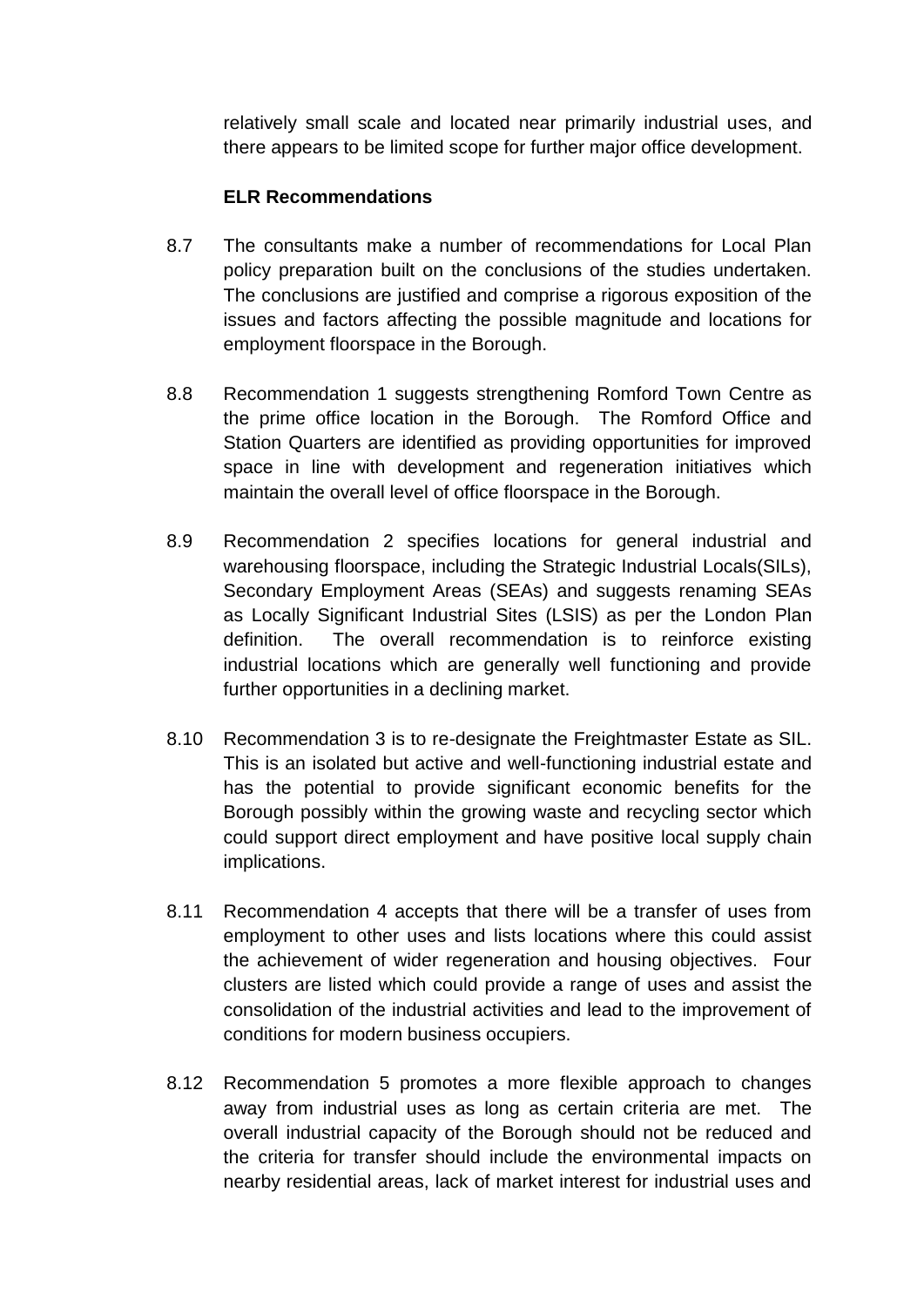relatively small scale and located near primarily industrial uses, and there appears to be limited scope for further major office development.

**ELR Recommendations**

8.7 The consultants make a number of recommendations for Local Plan policy preparation built on the conclusions of the studies undertaken. The conclusions are justified and comprise a rigorous exposition of the issues and factors affecting the possible magnitude and locations for employment floorspace in the Borough.

8.8 Recommendation 1 suggests strengthening Romford Town Centre as the prime office location in the Borough. The Romford Office and Station Quarters are identified as providing opportunities for improved space in line with development and regeneration initiatives which maintain the overall level of office floorspace in the Borough.

8.9 Recommendation 2 specifies locations for general industrial and warehousing floorspace, including the Strategic Industrial Locals(SILs), Secondary Employment Areas (SEAs) and suggests renaming SEAs as Locally Significant Industrial Sites (LSIS) as per the London Plan definition. The overall recommendation is to reinforce existing industrial locations which are generally well functioning and provide further opportunities in a declining market.

8.10 Recommendation 3 is to re-designate the Freightmaster Estate as SIL. This is an isolated but active and well-functioning industrial estate and has the potential to provide significant economic benefits for the Borough possibly within the growing waste and recycling sector which could support direct employment and have positive local supply chain implications.

8.11 Recommendation 4 accepts that there will be a transfer of uses from employment to other uses and lists locations where this could assist the achievement of wider regeneration and housing objectives. Four clusters are listed which could provide a range of uses and assist the consolidation of the industrial activities and lead to the improvement of conditions for modern business occupiers.

8.12 Recommendation 5 promotes a more flexible approach to changes away from industrial uses as long as certain criteria are met. The overall industrial capacity of the Borough should not be reduced and the criteria for transfer should include the environmental impacts on nearby residential areas, lack of market interest for industrial uses and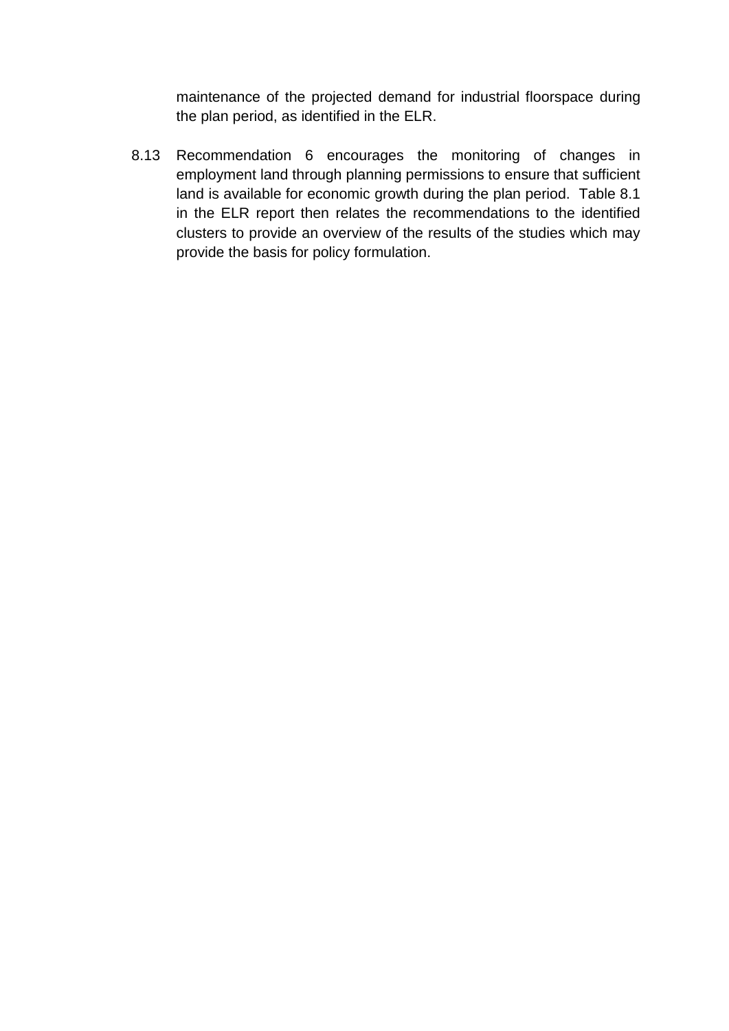maintenance of the projected demand for industrial floorspace during the plan period, as identified in the ELR.

8.13 Recommendation 6 encourages the monitoring of changes in employment land through planning permissions to ensure that sufficient land is available for economic growth during the plan period. Table 8.1 in the ELR report then relates the recommendations to the identified clusters to provide an overview of the results of the studies which may provide the basis for policy formulation.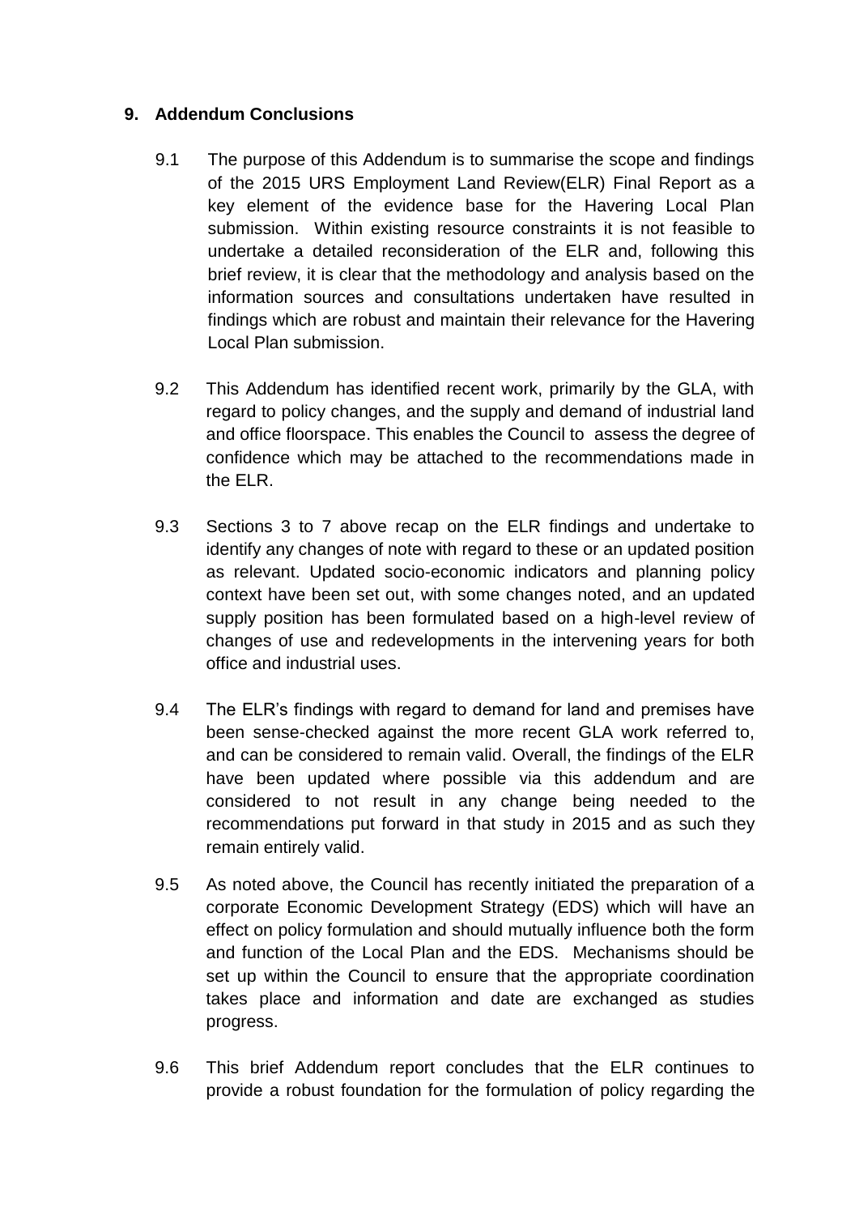## 9. Addendum Conclusions

9.1 The purpose of this Addendum is to summarise the scope and findings of the 2015 URS Employment Land Review(ELR) Final Report as a key element of the evidence base for the Havering Local Plan submission. Within existing resource constraints it is not feasible to undertake a detailed reconsideration of the ELR and, following this brief review, it is clear that the methodology and analysis based on the information sources and consultations undertaken have resulted in findings which are robust and maintain their relevance for the Havering Local Plan submission.

9.2 This Addendum has identified recent work, primarily by the GLA, with regard to policy changes, and the supply and demand of industrial land and office floorspace. This enables the Council to assess the degree of confidence which may be attached to the recommendations made in the ELR.

9.3 Sections 3 to 7 above recap on the ELR findings and undertake to identify any changes of note with regard to these or an updated position as relevant. Updated socio-economic indicators and planning policy context have been set out, with some changes noted, and an updated supply position has been formulated based on a high-level review of changes of use and redevelopments in the intervening years for both office and industrial uses.

9.4 The ELR's findings with regard to demand for land and premises have been sense-checked against the more recent GLA work referred to, and can be considered to remain valid. Overall, the findings of the ELR have been updated where possible via this addendum and are considered to not result in any change being needed to the recommendations put forward in that study in 2015 and as such they remain entirely valid.

9.5 As noted above, the Council has recently initiated the preparation of a corporate Economic Development Strategy (EDS) which will have an effect on policy formulation and should mutually influence both the form and function of the Local Plan and the EDS. Mechanisms should be set up within the Council to ensure that the appropriate coordination takes place and information and date are exchanged as studies progress.

9.6 This brief Addendum report concludes that the ELR continues to provide a robust foundation for the formulation of policy regarding the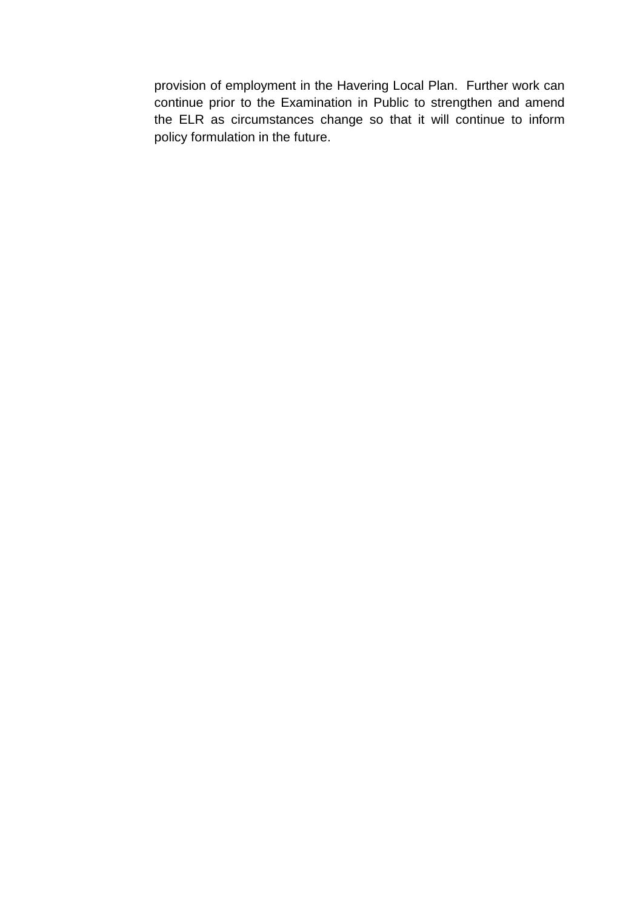provision of employment in the Havering Local Plan. Further work can continue prior to the Examination in Public to strengthen and amend the ELR as circumstances change so that it will continue to inform policy formulation in the future.